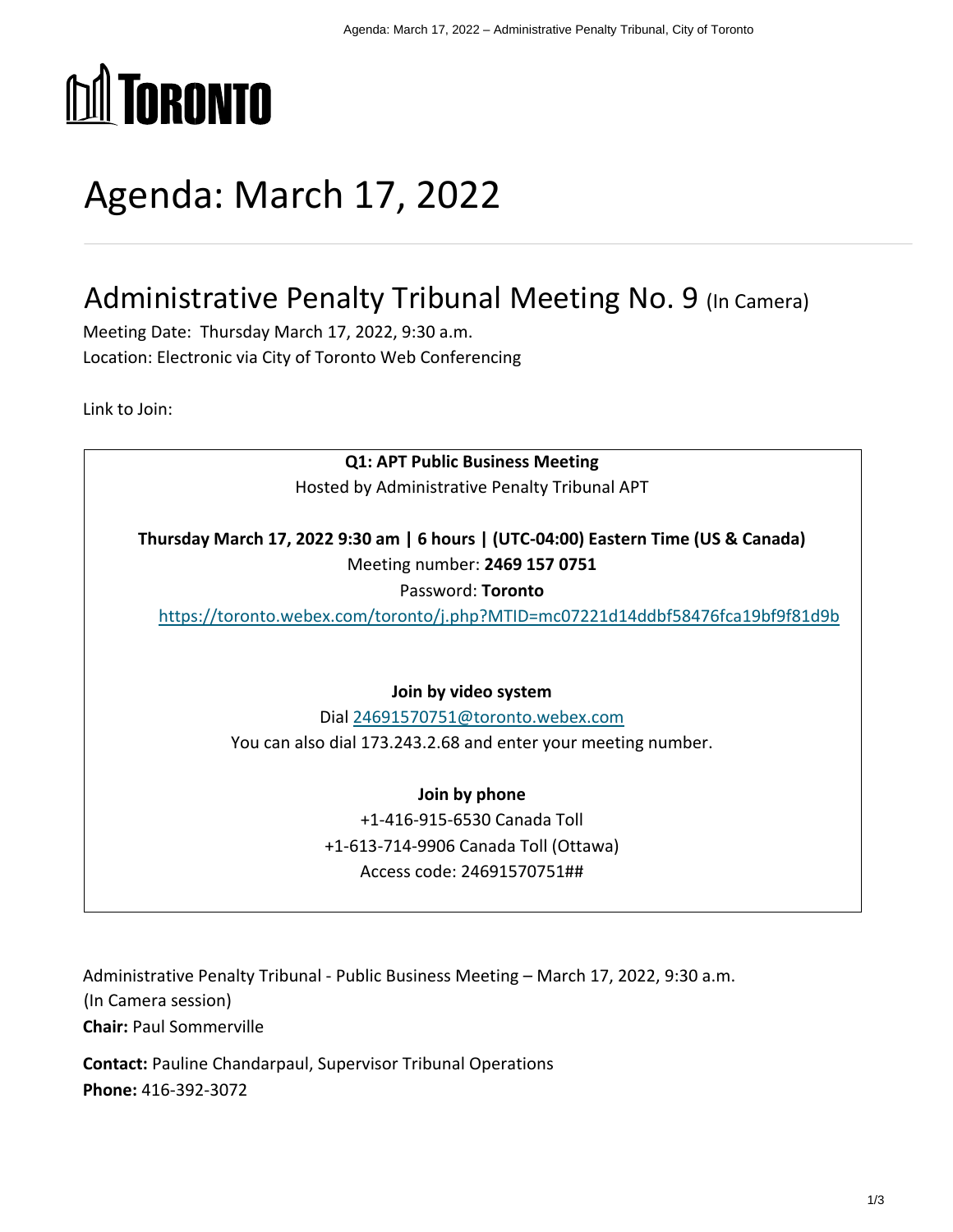# Agenda: March 17, 2022

## Administrative Penalty Tribunal Meeting No. 9 (In Camera)

Meeting Date: Thursday March 17, 2022, 9:30 a.m.
Location: Electronic via City of Toronto Web Conferencing

Link to Join:

**Q1: APT Public Business Meeting**
Hosted by Administrative Penalty Tribunal APT

**Thursday March 17, 2022 9:30 am | 6 hours | (UTC-04:00) Eastern Time (US & Canada)**
Meeting number: **2469 157 0751**
Password: **Toronto**
https://toronto.webex.com/toronto/j.php?MTID=mc07221d14ddbf58476fca19bf9f81d9b

**Join by video system**
Dial 24691570751@toronto.webex.com
You can also dial 173.243.2.68 and enter your meeting number.

**Join by phone**
+1-416-915-6530 Canada Toll
+1-613-714-9906 Canada Toll (Ottawa)
Access code: 24691570751##

Administrative Penalty Tribunal - Public Business Meeting – March 17, 2022, 9:30 a.m.
(In Camera session)
**Chair:** Paul Sommerville

**Contact:** Pauline Chandarpaul, Supervisor Tribunal Operations
**Phone:** 416-392-3072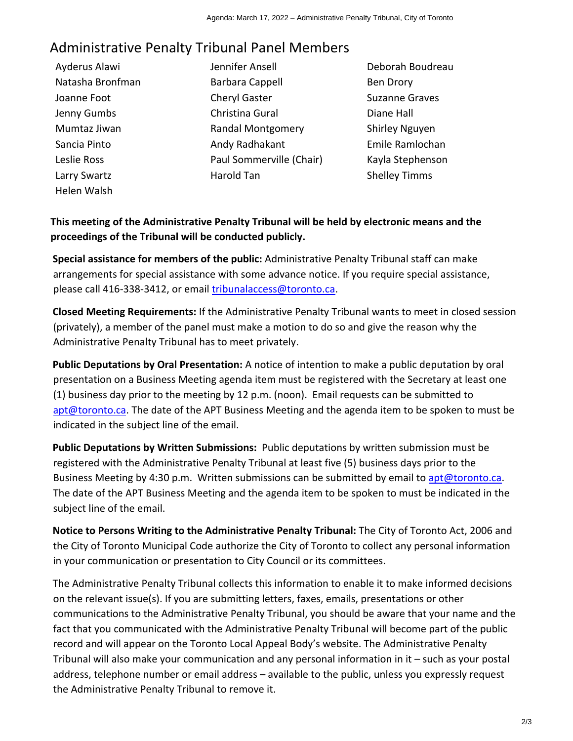## Administrative Penalty Tribunal Panel Members

| | | |
|---|---|---|
| Ayderus Alawi | Jennifer Ansell | Deborah Boudreau |
| Natasha Bronfman | Barbara Cappell | Ben Drory |
| Joanne Foot | Cheryl Gaster | Suzanne Graves |
| Jenny Gumbs | Christina Gural | Diane Hall |
| Mumtaz Jiwan | Randal Montgomery | Shirley Nguyen |
| Sancia Pinto | Andy Radhakant | Emile Ramlochan |
| Leslie Ross | Paul Sommerville (Chair) | Kayla Stephenson |
| Larry Swartz | Harold Tan | Shelley Timms |
| Helen Walsh | | |

**This meeting of the Administrative Penalty Tribunal will be held by electronic means and the proceedings of the Tribunal will be conducted publicly.**

**Special assistance for members of the public:** Administrative Penalty Tribunal staff can make arrangements for special assistance with some advance notice. If you require special assistance, please call 416-338-3412, or email tribunalaccess@toronto.ca.

**Closed Meeting Requirements:** If the Administrative Penalty Tribunal wants to meet in closed session (privately), a member of the panel must make a motion to do so and give the reason why the Administrative Penalty Tribunal has to meet privately.

**Public Deputations by Oral Presentation:** A notice of intention to make a public deputation by oral presentation on a Business Meeting agenda item must be registered with the Secretary at least one (1) business day prior to the meeting by 12 p.m. (noon). Email requests can be submitted to apt@toronto.ca. The date of the APT Business Meeting and the agenda item to be spoken to must be indicated in the subject line of the email.

**Public Deputations by Written Submissions:** Public deputations by written submission must be registered with the Administrative Penalty Tribunal at least five (5) business days prior to the Business Meeting by 4:30 p.m. Written submissions can be submitted by email to apt@toronto.ca. The date of the APT Business Meeting and the agenda item to be spoken to must be indicated in the subject line of the email.

**Notice to Persons Writing to the Administrative Penalty Tribunal:** The City of Toronto Act, 2006 and the City of Toronto Municipal Code authorize the City of Toronto to collect any personal information in your communication or presentation to City Council or its committees.

The Administrative Penalty Tribunal collects this information to enable it to make informed decisions on the relevant issue(s). If you are submitting letters, faxes, emails, presentations or other communications to the Administrative Penalty Tribunal, you should be aware that your name and the fact that you communicated with the Administrative Penalty Tribunal will become part of the public record and will appear on the Toronto Local Appeal Body's website. The Administrative Penalty Tribunal will also make your communication and any personal information in it – such as your postal address, telephone number or email address – available to the public, unless you expressly request the Administrative Penalty Tribunal to remove it.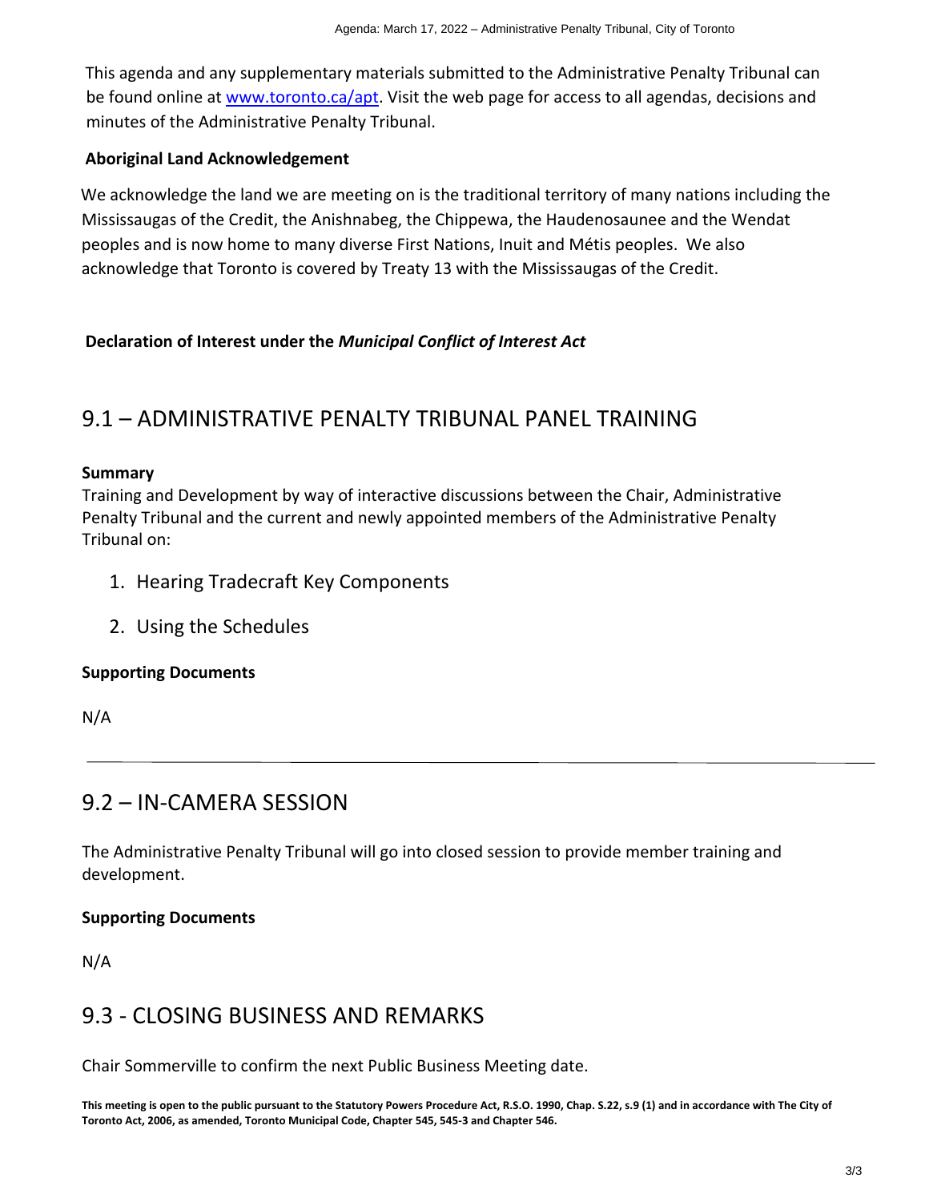This agenda and any supplementary materials submitted to the Administrative Penalty Tribunal can be found online at [www.toronto.ca/apt](http://www.toronto.ca/apt). Visit the web page for access to all agendas, decisions and minutes of the Administrative Penalty Tribunal.

**Aboriginal Land Acknowledgement**

We acknowledge the land we are meeting on is the traditional territory of many nations including the Mississaugas of the Credit, the Anishnabeg, the Chippewa, the Haudenosaunee and the Wendat peoples and is now home to many diverse First Nations, Inuit and Métis peoples. We also acknowledge that Toronto is covered by Treaty 13 with the Mississaugas of the Credit.

**Declaration of Interest under the *Municipal Conflict of Interest Act***

## 9.1 – ADMINISTRATIVE PENALTY TRIBUNAL PANEL TRAINING

**Summary**

Training and Development by way of interactive discussions between the Chair, Administrative Penalty Tribunal and the current and newly appointed members of the Administrative Penalty Tribunal on:

1. Hearing Tradecraft Key Components
2. Using the Schedules

**Supporting Documents**

N/A

---

## 9.2 – IN-CAMERA SESSION

The Administrative Penalty Tribunal will go into closed session to provide member training and development.

**Supporting Documents**

N/A

## 9.3 - CLOSING BUSINESS AND REMARKS

Chair Sommerville to confirm the next Public Business Meeting date.

**This meeting is open to the public pursuant to the Statutory Powers Procedure Act, R.S.O. 1990, Chap. S.22, s.9 (1) and in accordance with The City of Toronto Act, 2006, as amended, Toronto Municipal Code, Chapter 545, 545-3 and Chapter 546.**